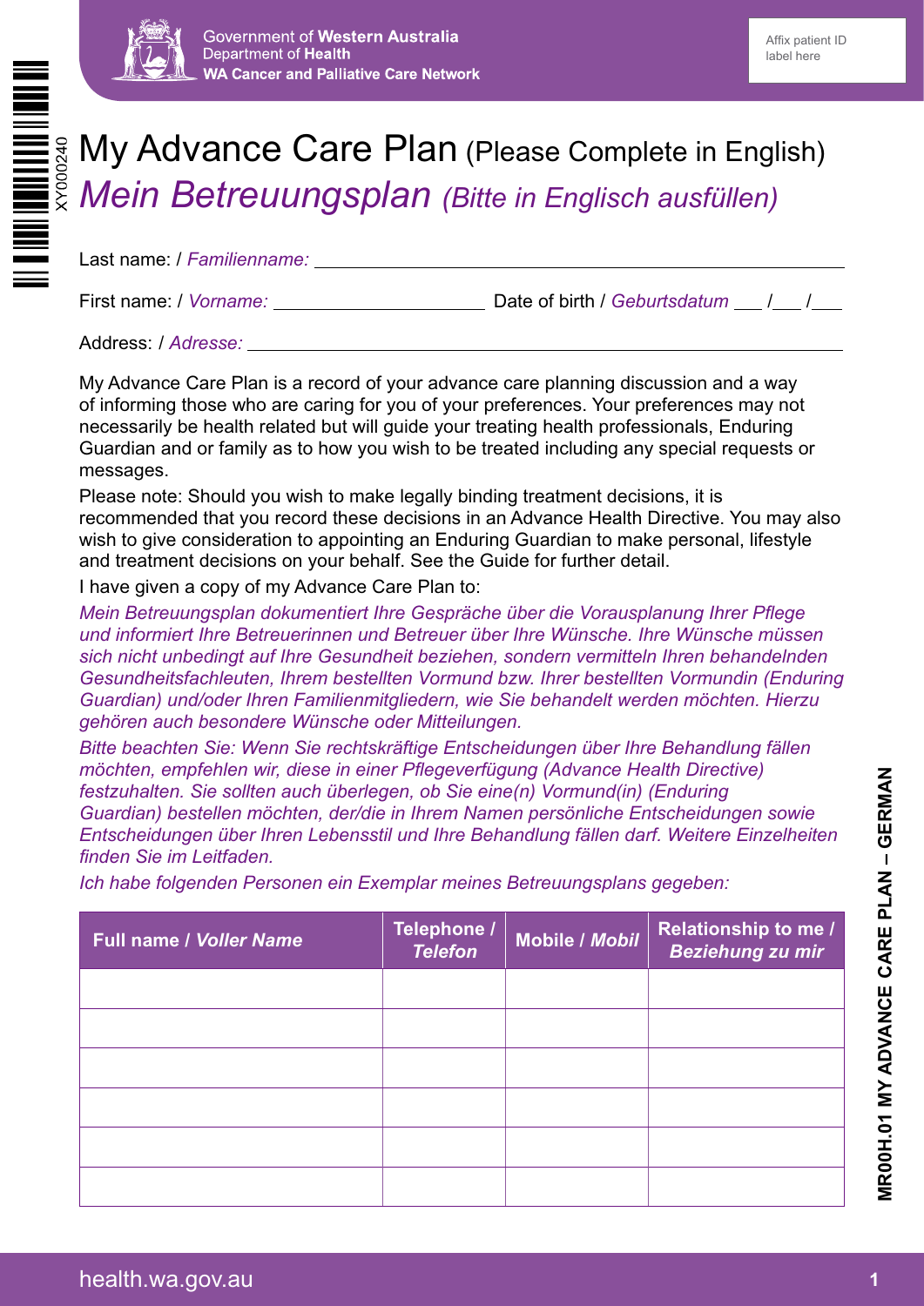Government of **Western Australia**
Department of **Health**
**WA Cancer and Palliative Care Network**

Affix patient ID label here

XY000240

# My Advance Care Plan (Please Complete in English)
# *Mein Betreuungsplan (Bitte in Englisch ausfüllen)*

Last name: / *Familienname:* \_\_\_\_\_\_\_\_\_\_\_\_\_\_\_\_\_\_\_\_\_\_\_\_\_\_\_\_\_\_\_\_\_\_\_\_\_\_\_\_

First name: / *Vorname:* \_\_\_\_\_\_\_\_\_\_\_\_\_\_\_\_\_\_\_\_ Date of birth / *Geburtsdatum* \_\_\_ /\_\_\_ /\_\_\_

Address: / *Adresse:* \_\_\_\_\_\_\_\_\_\_\_\_\_\_\_\_\_\_\_\_\_\_\_\_\_\_\_\_\_\_\_\_\_\_\_\_\_\_\_\_\_\_\_\_\_\_\_\_\_\_

My Advance Care Plan is a record of your advance care planning discussion and a way of informing those who are caring for you of your preferences. Your preferences may not necessarily be health related but will guide your treating health professionals, Enduring Guardian and or family as to how you wish to be treated including any special requests or messages.

Please note: Should you wish to make legally binding treatment decisions, it is recommended that you record these decisions in an Advance Health Directive. You may also wish to give consideration to appointing an Enduring Guardian to make personal, lifestyle and treatment decisions on your behalf. See the Guide for further detail.

I have given a copy of my Advance Care Plan to:

*Mein Betreuungsplan dokumentiert Ihre Gespräche über die Vorausplanung Ihrer Pflege und informiert Ihre Betreuerinnen und Betreuer über Ihre Wünsche. Ihre Wünsche müssen sich nicht unbedingt auf Ihre Gesundheit beziehen, sondern vermitteln Ihren behandelnden Gesundheitsfachleuten, Ihrem bestellten Vormund bzw. Ihrer bestellten Vormundin (Enduring Guardian) und/oder Ihren Familienmitgliedern, wie Sie behandelt werden möchten. Hierzu gehören auch besondere Wünsche oder Mitteilungen.*

*Bitte beachten Sie: Wenn Sie rechtskräftige Entscheidungen über Ihre Behandlung fällen möchten, empfehlen wir, diese in einer Pflegeverfügung (Advance Health Directive) festzuhalten. Sie sollten auch überlegen, ob Sie eine(n) Vormund(in) (Enduring Guardian) bestellen möchten, der/die in Ihrem Namen persönliche Entscheidungen sowie Entscheidungen über Ihren Lebensstil und Ihre Behandlung fällen darf. Weitere Einzelheiten finden Sie im Leitfaden.*

*Ich habe folgenden Personen ein Exemplar meines Betreuungsplans gegeben:*

| Full name / *Voller Name* | Telephone / *Telefon* | Mobile / *Mobil* | Relationship to me / *Beziehung zu mir* |
|---|---|---|---|
| | | | |
| | | | |
| | | | |
| | | | |
| | | | |
| | | | |

MR00H.01 MY ADVANCE CARE PLAN – GERMAN

health.wa.gov.au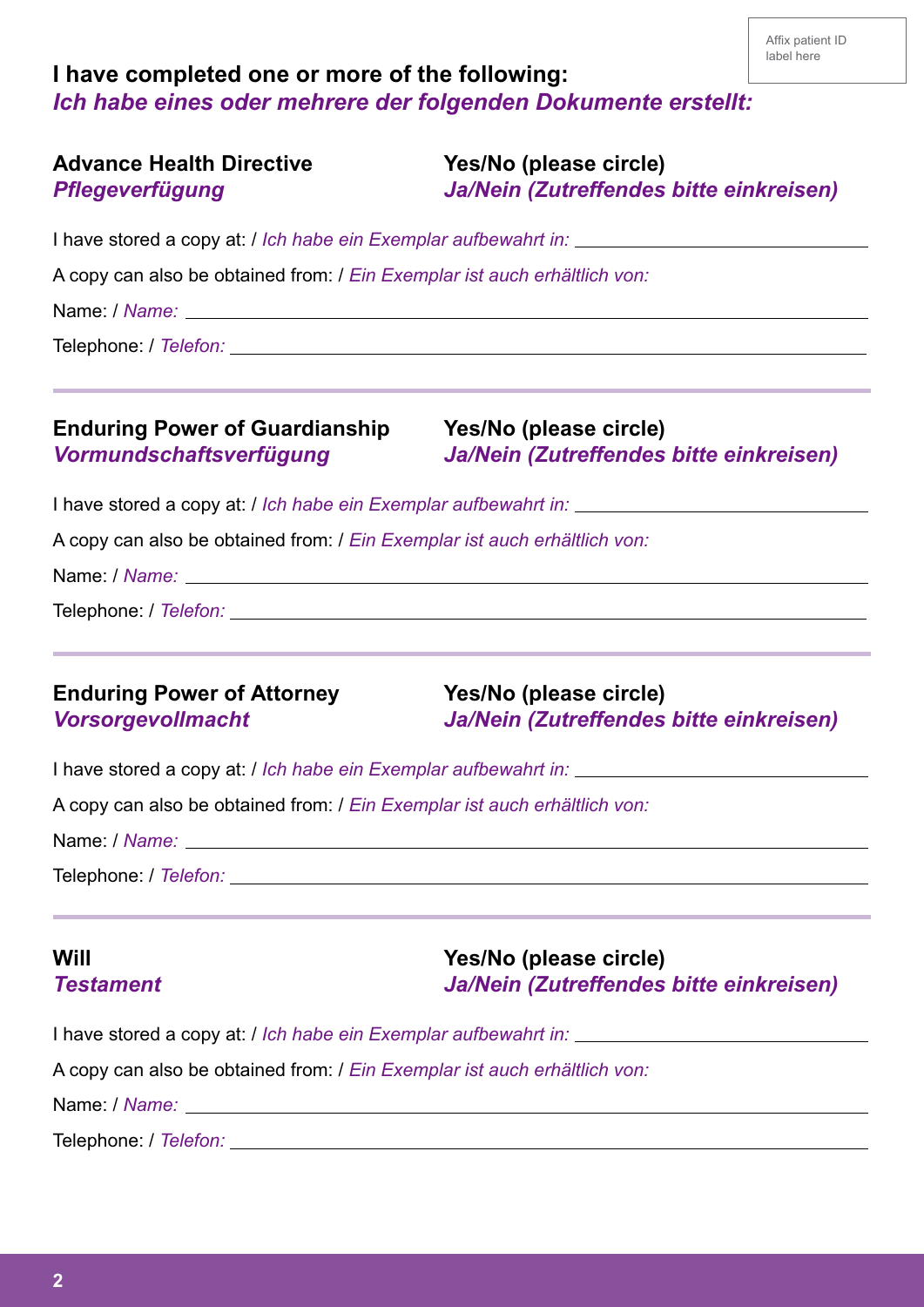Affix patient ID label here

## I have completed one or more of the following:
## *Ich habe eines oder mehrere der folgenden Dokumente erstellt:*

**Advance Health Directive** — **Yes/No (please circle)**
***Pflegeverfügung*** — ***Ja/Nein (Zutreffendes bitte einkreisen)***

I have stored a copy at: / *Ich habe ein Exemplar aufbewahrt in:* ______________________

A copy can also be obtained from: / *Ein Exemplar ist auch erhältlich von:*

Name: / *Name:* ______________________

Telephone: / *Telefon:* ______________________

---

**Enduring Power of Guardianship** — **Yes/No (please circle)**
***Vormundschaftsverfügung*** — ***Ja/Nein (Zutreffendes bitte einkreisen)***

I have stored a copy at: / *Ich habe ein Exemplar aufbewahrt in:* ______________________

A copy can also be obtained from: / *Ein Exemplar ist auch erhältlich von:*

Name: / *Name:* ______________________

Telephone: / *Telefon:* ______________________

---

**Enduring Power of Attorney** — **Yes/No (please circle)**
***Vorsorgevollmacht*** — ***Ja/Nein (Zutreffendes bitte einkreisen)***

I have stored a copy at: / *Ich habe ein Exemplar aufbewahrt in:* ______________________

A copy can also be obtained from: / *Ein Exemplar ist auch erhältlich von:*

Name: / *Name:* ______________________

Telephone: / *Telefon:* ______________________

---

**Will** — **Yes/No (please circle)**
***Testament*** — ***Ja/Nein (Zutreffendes bitte einkreisen)***

I have stored a copy at: / *Ich habe ein Exemplar aufbewahrt in:* ______________________

A copy can also be obtained from: / *Ein Exemplar ist auch erhältlich von:*

Name: / *Name:* ______________________

Telephone: / *Telefon:* ______________________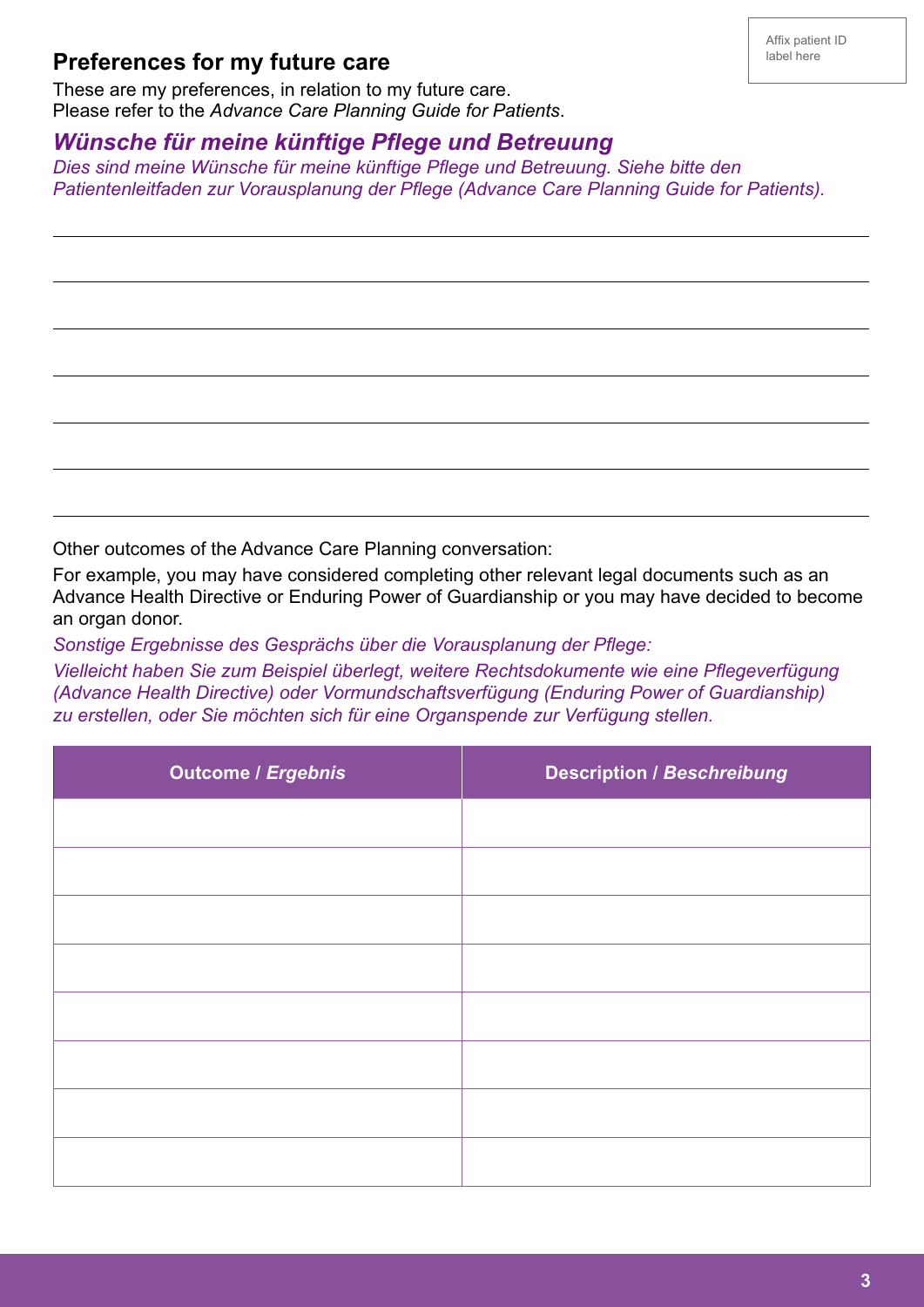Affix patient ID label here

## Preferences for my future care

These are my preferences, in relation to my future care.
Please refer to the *Advance Care Planning Guide for Patients*.

## *Wünsche für meine künftige Pflege und Betreuung*

*Dies sind meine Wünsche für meine künftige Pflege und Betreuung. Siehe bitte den Patientenleitfaden zur Vorausplanung der Pflege (Advance Care Planning Guide for Patients).*

Other outcomes of the Advance Care Planning conversation:

For example, you may have considered completing other relevant legal documents such as an Advance Health Directive or Enduring Power of Guardianship or you may have decided to become an organ donor.

*Sonstige Ergebnisse des Gesprächs über die Vorausplanung der Pflege:*

*Vielleicht haben Sie zum Beispiel überlegt, weitere Rechtsdokumente wie eine Pflegeverfügung (Advance Health Directive) oder Vormundschaftsverfügung (Enduring Power of Guardianship) zu erstellen, oder Sie möchten sich für eine Organspende zur Verfügung stellen.*

| Outcome / *Ergebnis* | Description / *Beschreibung* |
|---|---|
| | |
| | |
| | |
| | |
| | |
| | |
| | |
| | |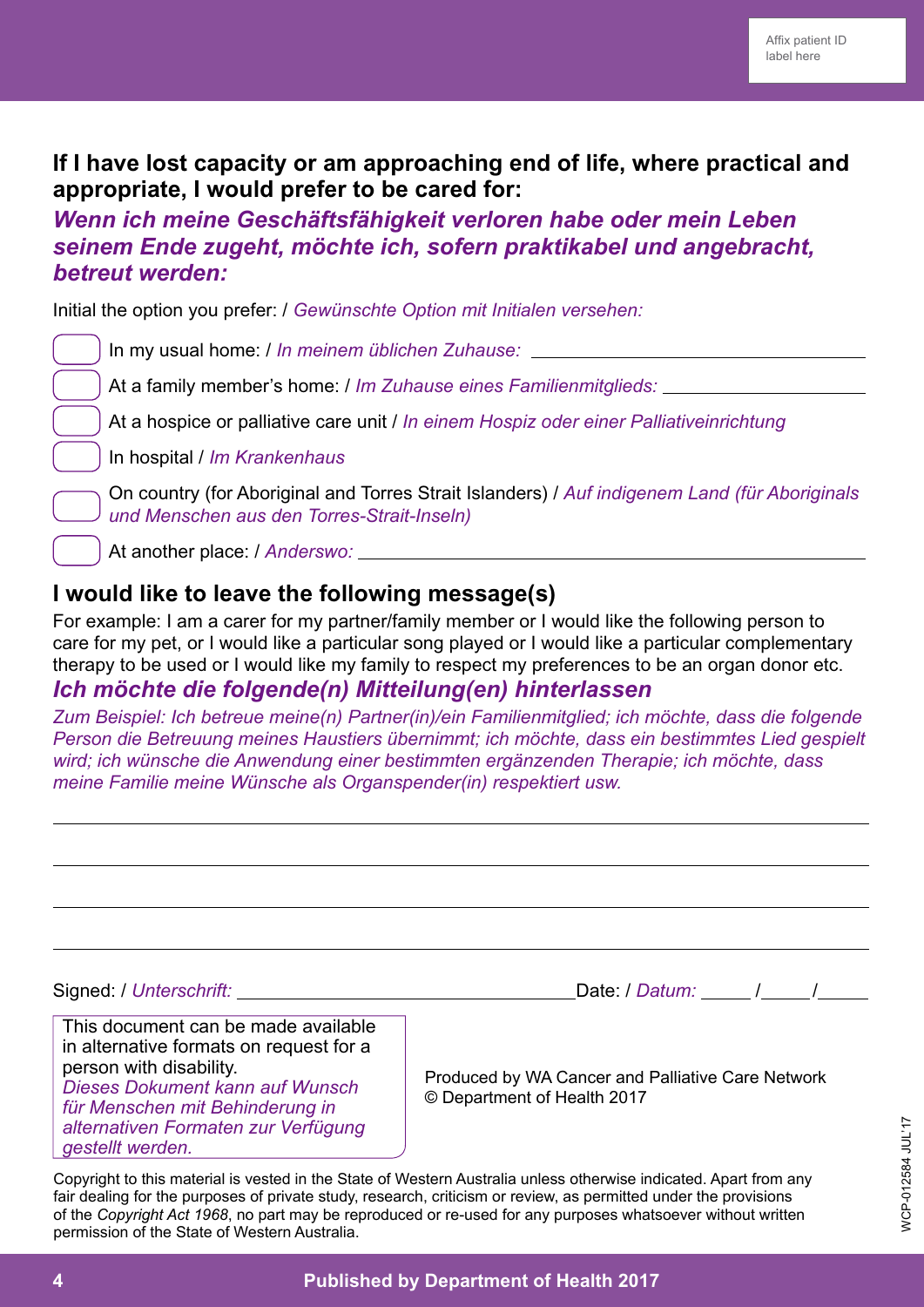Affix patient ID label here

## If I have lost capacity or am approaching end of life, where practical and appropriate, I would prefer to be cared for:

## *Wenn ich meine Geschäftsfähigkeit verloren habe oder mein Leben seinem Ende zugeht, möchte ich, sofern praktikabel und angebracht, betreut werden:*

Initial the option you prefer: / *Gewünschte Option mit Initialen versehen:*

- ☐ In my usual home: / *In meinem üblichen Zuhause:* ______________________
- ☐ At a family member's home: / *Im Zuhause eines Familienmitglieds:* ______________________
- ☐ At a hospice or palliative care unit / *In einem Hospiz oder einer Palliativeinrichtung*
- ☐ In hospital / *Im Krankenhaus*
- ☐ On country (for Aboriginal and Torres Strait Islanders) / *Auf indigenem Land (für Aboriginals und Menschen aus den Torres-Strait-Inseln)*
- ☐ At another place: / *Anderswo:* ______________________

## I would like to leave the following message(s)

For example: I am a carer for my partner/family member or I would like the following person to care for my pet, or I would like a particular song played or I would like a particular complementary therapy to be used or I would like my family to respect my preferences to be an organ donor etc.

## *Ich möchte die folgende(n) Mitteilung(en) hinterlassen*

*Zum Beispiel: Ich betreue meine(n) Partner(in)/ein Familienmitglied; ich möchte, dass die folgende Person die Betreuung meines Haustiers übernimmt; ich möchte, dass ein bestimmtes Lied gespielt wird; ich wünsche die Anwendung einer bestimmten ergänzenden Therapie; ich möchte, dass meine Familie meine Wünsche als Organspender(in) respektiert usw.*

______________________________________________________________________

______________________________________________________________________

______________________________________________________________________

______________________________________________________________________

Signed: / *Unterschrift:* ______________________ Date: / *Datum:* _____ /_____/_____

This document can be made available in alternative formats on request for a person with disability.
*Dieses Dokument kann auf Wunsch für Menschen mit Behinderung in alternativen Formaten zur Verfügung gestellt werden.*

Produced by WA Cancer and Palliative Care Network
© Department of Health 2017

Copyright to this material is vested in the State of Western Australia unless otherwise indicated. Apart from any fair dealing for the purposes of private study, research, criticism or review, as permitted under the provisions of the *Copyright Act 1968*, no part may be reproduced or re-used for any purposes whatsoever without written permission of the State of Western Australia.

WCP-012584 JUL'17

Published by Department of Health 2017